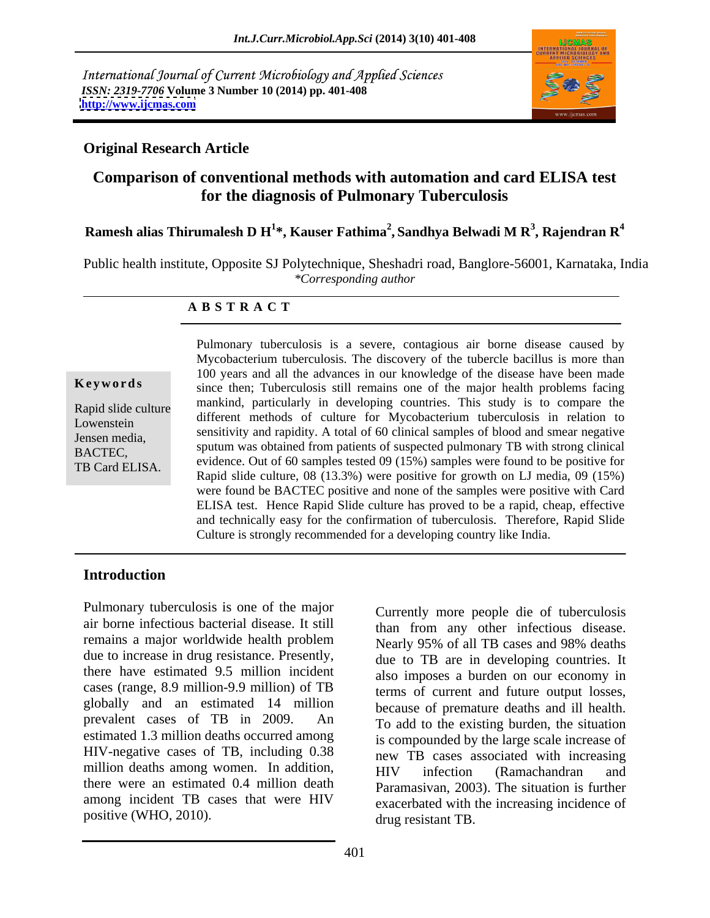International Journal of Current Microbiology and Applied Sciences
*ISSN: 2319-7706* **Volume 3 Number 10 (2014) pp. 401-408**
**http://www.ijcmas.com**

**Original Research Article**

# Comparison of conventional methods with automation and card ELISA test for the diagnosis of Pulmonary Tuberculosis

**Ramesh alias Thirumalesh D H[1]\*, Kauser Fathima[2], Sandhya Belwadi M R[3], Rajendran R[4]**

Public health institute, Opposite SJ Polytechnique, Sheshadri road, Banglore-56001, Karnataka, India
*\*Corresponding author*

**A B S T R A C T**

**Keywords**

Rapid slide culture
Lowenstein
Jensen media,
BACTEC,
TB Card ELISA.

Pulmonary tuberculosis is a severe, contagious air borne disease caused by Mycobacterium tuberculosis. The discovery of the tubercle bacillus is more than 100 years and all the advances in our knowledge of the disease have been made since then; Tuberculosis still remains one of the major health problems facing mankind, particularly in developing countries. This study is to compare the different methods of culture for Mycobacterium tuberculosis in relation to sensitivity and rapidity. A total of 60 clinical samples of blood and smear negative sputum was obtained from patients of suspected pulmonary TB with strong clinical evidence. Out of 60 samples tested 09 (15%) samples were found to be positive for Rapid slide culture, 08 (13.3%) were positive for growth on LJ media, 09 (15%) were found be BACTEC positive and none of the samples were positive with Card ELISA test. Hence Rapid Slide culture has proved to be a rapid, cheap, effective and technically easy for the confirmation of tuberculosis. Therefore, Rapid Slide Culture is strongly recommended for a developing country like India.

## Introduction

Pulmonary tuberculosis is one of the major air borne infectious bacterial disease. It still remains a major worldwide health problem due to increase in drug resistance. Presently, there have estimated 9.5 million incident cases (range, 8.9 million-9.9 million) of TB globally and an estimated 14 million prevalent cases of TB in 2009. An estimated 1.3 million deaths occurred among HIV-negative cases of TB, including 0.38 million deaths among women. In addition, there were an estimated 0.4 million death among incident TB cases that were HIV positive (WHO, 2010).

Currently more people die of tuberculosis than from any other infectious disease. Nearly 95% of all TB cases and 98% deaths due to TB are in developing countries. It also imposes a burden on our economy in terms of current and future output losses, because of premature deaths and ill health. To add to the existing burden, the situation is compounded by the large scale increase of new TB cases associated with increasing HIV infection (Ramachandran and Paramasivan, 2003). The situation is further exacerbated with the increasing incidence of drug resistant TB.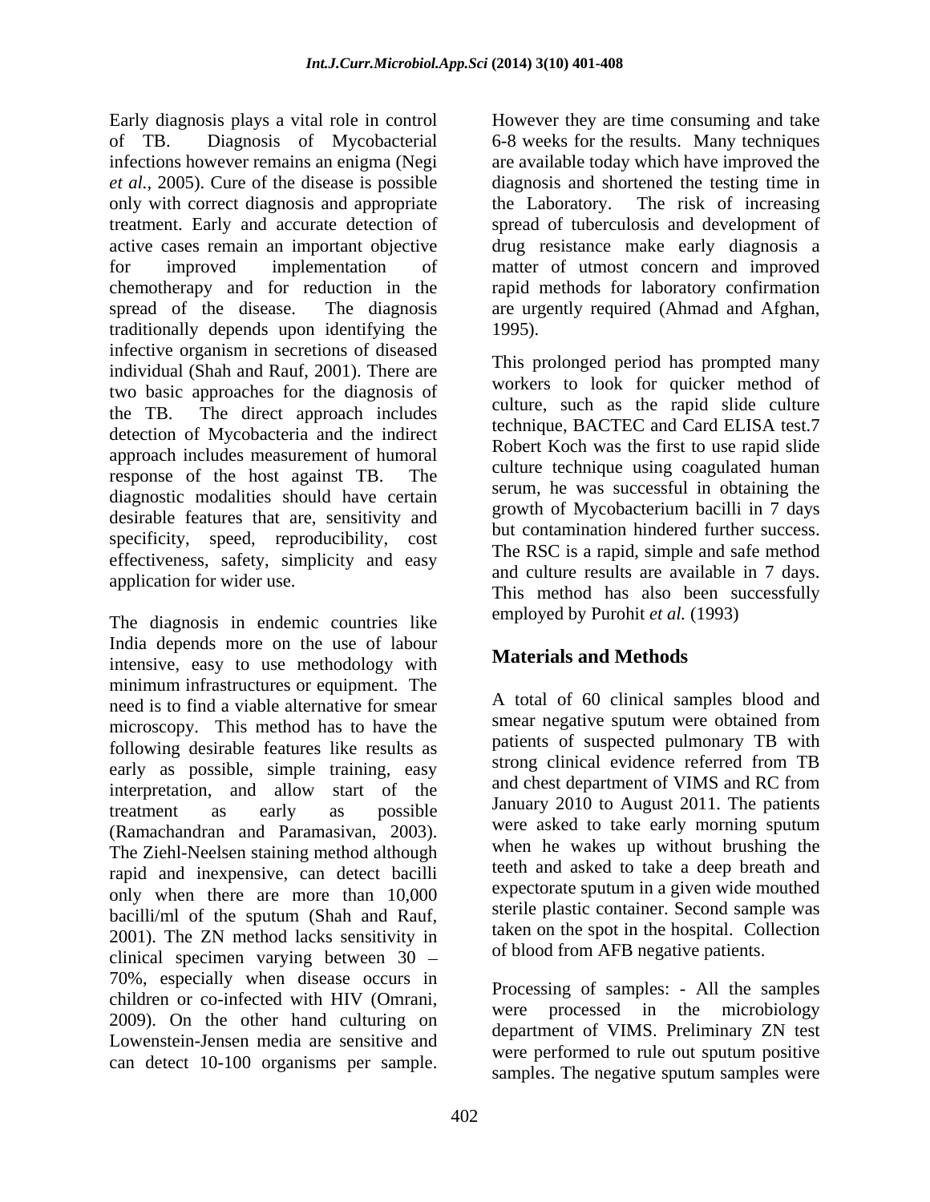Early diagnosis plays a vital role in control of TB. Diagnosis of Mycobacterial infections however remains an enigma (Negi *et al.*, 2005). Cure of the disease is possible only with correct diagnosis and appropriate treatment. Early and accurate detection of active cases remain an important objective for improved implementation of chemotherapy and for reduction in the spread of the disease. The diagnosis traditionally depends upon identifying the infective organism in secretions of diseased individual (Shah and Rauf, 2001). There are two basic approaches for the diagnosis of the TB. The direct approach includes detection of Mycobacteria and the indirect approach includes measurement of humoral response of the host against TB. The diagnostic modalities should have certain desirable features that are, sensitivity and specificity, speed, reproducibility, cost effectiveness, safety, simplicity and easy application for wider use.

The diagnosis in endemic countries like India depends more on the use of labour intensive, easy to use methodology with minimum infrastructures or equipment. The need is to find a viable alternative for smear microscopy. This method has to have the following desirable features like results as early as possible, simple training, easy interpretation, and allow start of the treatment as early as possible (Ramachandran and Paramasivan, 2003). The Ziehl-Neelsen staining method although rapid and inexpensive, can detect bacilli only when there are more than 10,000 bacilli/ml of the sputum (Shah and Rauf, 2001). The ZN method lacks sensitivity in clinical specimen varying between 30 – 70%, especially when disease occurs in children or co-infected with HIV (Omrani, 2009). On the other hand culturing on Lowenstein-Jensen media are sensitive and can detect 10-100 organisms per sample. However they are time consuming and take 6-8 weeks for the results. Many techniques are available today which have improved the diagnosis and shortened the testing time in the Laboratory. The risk of increasing spread of tuberculosis and development of drug resistance make early diagnosis a matter of utmost concern and improved rapid methods for laboratory confirmation are urgently required (Ahmad and Afghan, 1995).

This prolonged period has prompted many workers to look for quicker method of culture, such as the rapid slide culture technique, BACTEC and Card ELISA test.7 Robert Koch was the first to use rapid slide culture technique using coagulated human serum, he was successful in obtaining the growth of Mycobacterium bacilli in 7 days but contamination hindered further success. The RSC is a rapid, simple and safe method and culture results are available in 7 days. This method has also been successfully employed by Purohit *et al.* (1993)

## Materials and Methods

A total of 60 clinical samples blood and smear negative sputum were obtained from patients of suspected pulmonary TB with strong clinical evidence referred from TB and chest department of VIMS and RC from January 2010 to August 2011. The patients were asked to take early morning sputum when he wakes up without brushing the teeth and asked to take a deep breath and expectorate sputum in a given wide mouthed sterile plastic container. Second sample was taken on the spot in the hospital. Collection of blood from AFB negative patients.

Processing of samples: - All the samples were processed in the microbiology department of VIMS. Preliminary ZN test were performed to rule out sputum positive samples. The negative sputum samples were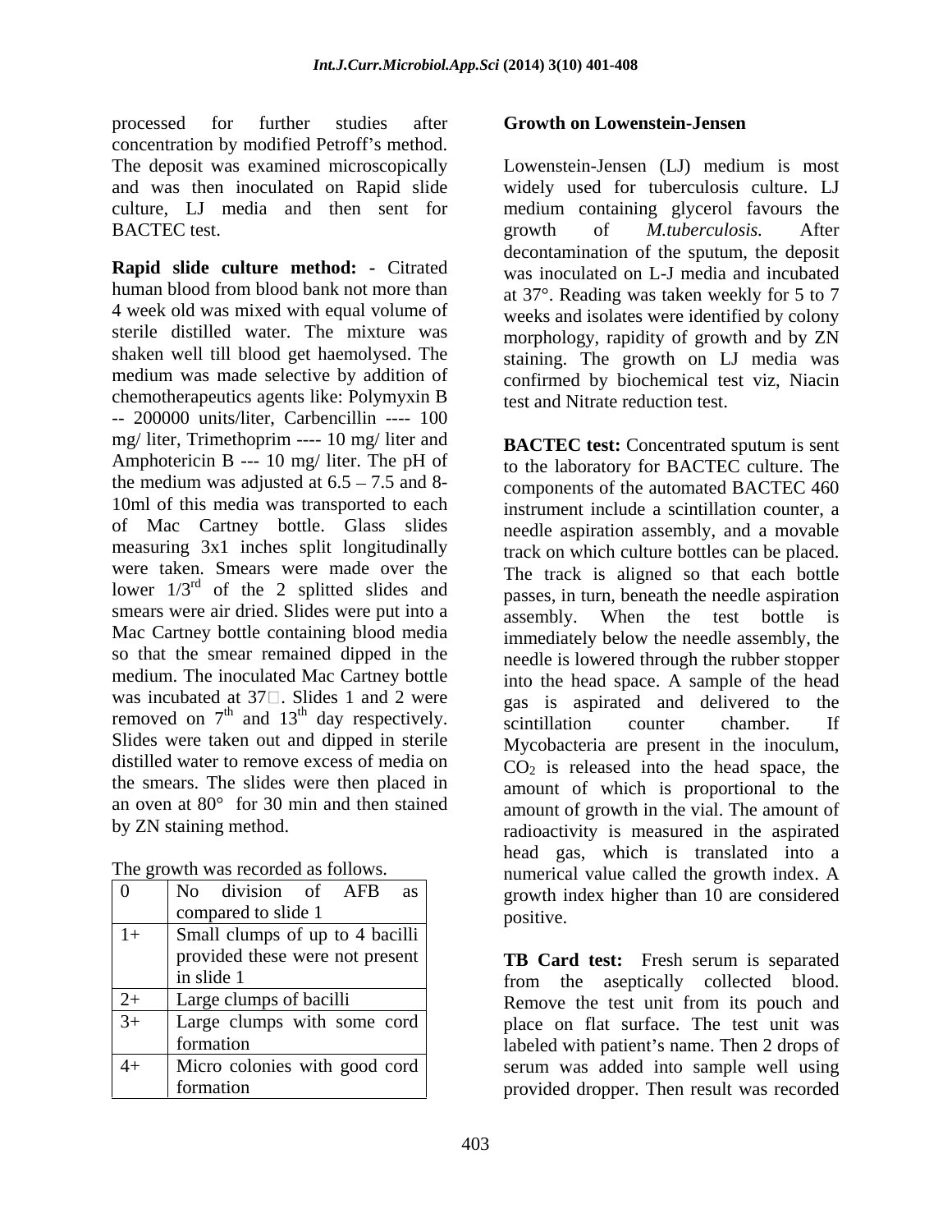processed for further studies after concentration by modified Petroff's method. The deposit was examined microscopically and was then inoculated on Rapid slide culture, LJ media and then sent for BACTEC test.

**Rapid slide culture method: -** Citrated human blood from blood bank not more than 4 week old was mixed with equal volume of sterile distilled water. The mixture was shaken well till blood get haemolysed. The medium was made selective by addition of chemotherapeutics agents like: Polymyxin B -- 200000 units/liter, Carbencillin ---- 100 mg/ liter, Trimethoprim ---- 10 mg/ liter and Amphotericin B --- 10 mg/ liter. The pH of the medium was adjusted at 6.5 – 7.5 and 8-10ml of this media was transported to each of Mac Cartney bottle. Glass slides measuring 3x1 inches split longitudinally were taken. Smears were made over the lower 1/3rd of the 2 splitted slides and smears were air dried. Slides were put into a Mac Cartney bottle containing blood media so that the smear remained dipped in the medium. The inoculated Mac Cartney bottle was incubated at 37□. Slides 1 and 2 were removed on 7th and 13th day respectively. Slides were taken out and dipped in sterile distilled water to remove excess of media on the smears. The slides were then placed in an oven at 80° for 30 min and then stained by ZN staining method.

The growth was recorded as follows.

| | |
|---|---|
| 0 | No division of AFB as compared to slide 1 |
| 1+ | Small clumps of up to 4 bacilli provided these were not present in slide 1 |
| 2+ | Large clumps of bacilli |
| 3+ | Large clumps with some cord formation |
| 4+ | Micro colonies with good cord formation |

**Growth on Lowenstein-Jensen**

Lowenstein-Jensen (LJ) medium is most widely used for tuberculosis culture. LJ medium containing glycerol favours the growth of *M.tuberculosis.* After decontamination of the sputum, the deposit was inoculated on L-J media and incubated at 37°. Reading was taken weekly for 5 to 7 weeks and isolates were identified by colony morphology, rapidity of growth and by ZN staining. The growth on LJ media was confirmed by biochemical test viz, Niacin test and Nitrate reduction test.

**BACTEC test:** Concentrated sputum is sent to the laboratory for BACTEC culture. The components of the automated BACTEC 460 instrument include a scintillation counter, a needle aspiration assembly, and a movable track on which culture bottles can be placed. The track is aligned so that each bottle passes, in turn, beneath the needle aspiration assembly. When the test bottle is immediately below the needle assembly, the needle is lowered through the rubber stopper into the head space. A sample of the head gas is aspirated and delivered to the scintillation counter chamber. If Mycobacteria are present in the inoculum, $CO_2$ is released into the head space, the amount of which is proportional to the amount of growth in the vial. The amount of radioactivity is measured in the aspirated head gas, which is translated into a numerical value called the growth index. A growth index higher than 10 are considered positive.

**TB Card test:** Fresh serum is separated from the aseptically collected blood. Remove the test unit from its pouch and place on flat surface. The test unit was labeled with patient's name. Then 2 drops of serum was added into sample well using provided dropper. Then result was recorded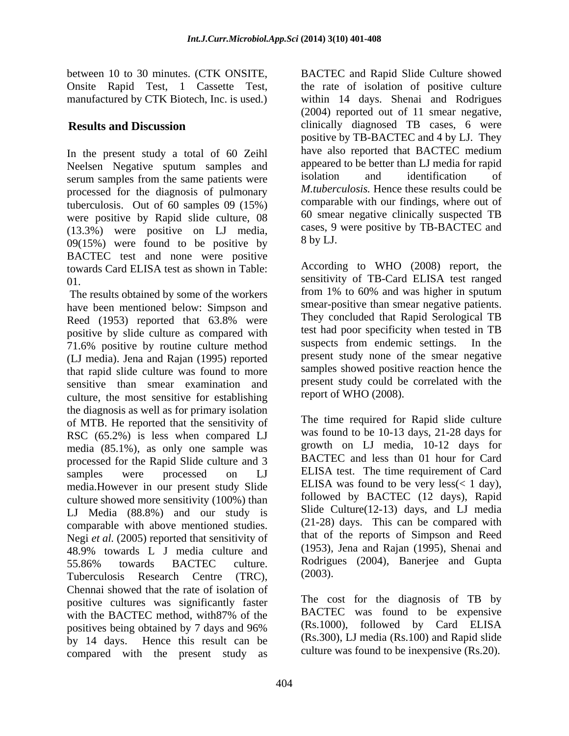between 10 to 30 minutes. (CTK ONSITE, Onsite Rapid Test, 1 Cassette Test, manufactured by CTK Biotech, Inc. is used.)

## Results and Discussion

In the present study a total of 60 Zeihl Neelsen Negative sputum samples and serum samples from the same patients were processed for the diagnosis of pulmonary tuberculosis. Out of 60 samples 09 (15%) were positive by Rapid slide culture, 08 (13.3%) were positive on LJ media, 09(15%) were found to be positive by BACTEC test and none were positive towards Card ELISA test as shown in Table: 01.

The results obtained by some of the workers have been mentioned below: Simpson and Reed (1953) reported that 63.8% were positive by slide culture as compared with 71.6% positive by routine culture method (LJ media). Jena and Rajan (1995) reported that rapid slide culture was found to more sensitive than smear examination and culture, the most sensitive for establishing the diagnosis as well as for primary isolation of MTB. He reported that the sensitivity of RSC (65.2%) is less when compared LJ media (85.1%), as only one sample was processed for the Rapid Slide culture and 3 samples were processed on LJ media.However in our present study Slide culture showed more sensitivity (100%) than LJ Media (88.8%) and our study is comparable with above mentioned studies. Negi *et al.* (2005) reported that sensitivity of 48.9% towards L J media culture and 55.86% towards BACTEC culture. Tuberculosis Research Centre (TRC), Chennai showed that the rate of isolation of positive cultures was significantly faster with the BACTEC method, with87% of the positives being obtained by 7 days and 96% by 14 days. Hence this result can be compared with the present study as BACTEC and Rapid Slide Culture showed the rate of isolation of positive culture within 14 days. Shenai and Rodrigues (2004) reported out of 11 smear negative, clinically diagnosed TB cases, 6 were positive by TB-BACTEC and 4 by LJ. They have also reported that BACTEC medium appeared to be better than LJ media for rapid isolation and identification of *M.tuberculosis.* Hence these results could be comparable with our findings, where out of 60 smear negative clinically suspected TB cases, 9 were positive by TB-BACTEC and 8 by LJ.

According to WHO (2008) report, the sensitivity of TB-Card ELISA test ranged from 1% to 60% and was higher in sputum smear-positive than smear negative patients. They concluded that Rapid Serological TB test had poor specificity when tested in TB suspects from endemic settings. In the present study none of the smear negative samples showed positive reaction hence the present study could be correlated with the report of WHO (2008).

The time required for Rapid slide culture was found to be 10-13 days, 21-28 days for growth on LJ media, 10-12 days for BACTEC and less than 01 hour for Card ELISA test. The time requirement of Card ELISA was found to be very less(< 1 day), followed by BACTEC (12 days), Rapid Slide Culture(12-13) days, and LJ media (21-28) days. This can be compared with that of the reports of Simpson and Reed (1953), Jena and Rajan (1995), Shenai and Rodrigues (2004), Banerjee and Gupta (2003).

The cost for the diagnosis of TB by BACTEC was found to be expensive (Rs.1000), followed by Card ELISA (Rs.300), LJ media (Rs.100) and Rapid slide culture was found to be inexpensive (Rs.20).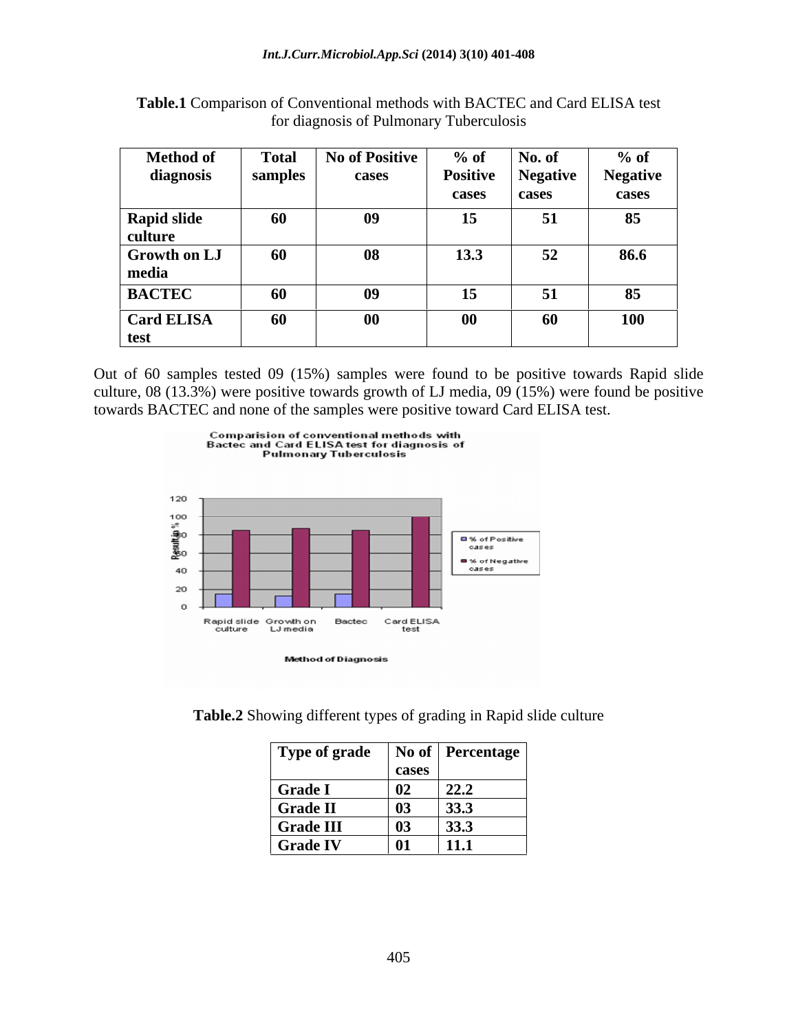**Table.1** Comparison of Conventional methods with BACTEC and Card ELISA test for diagnosis of Pulmonary Tuberculosis

| Method of diagnosis | Total samples | No of Positive cases | % of Positive cases | No. of Negative cases | % of Negative cases |
|---|---|---|---|---|---|
| Rapid slide culture | 60 | 09 | 15 | 51 | 85 |
| Growth on LJ media | 60 | 08 | 13.3 | 52 | 86.6 |
| BACTEC | 60 | 09 | 15 | 51 | 85 |
| Card ELISA test | 60 | 00 | 00 | 60 | 100 |

Out of 60 samples tested 09 (15%) samples were found to be positive towards Rapid slide culture, 08 (13.3%) were positive towards growth of LJ media, 09 (15%) were found be positive towards BACTEC and none of the samples were positive toward Card ELISA test.

**Table.2** Showing different types of grading in Rapid slide culture

| Type of grade | No of cases | Percentage |
|---|---|---|
| Grade I | 02 | 22.2 |
| Grade II | 03 | 33.3 |
| Grade III | 03 | 33.3 |
| Grade IV | 01 | 11.1 |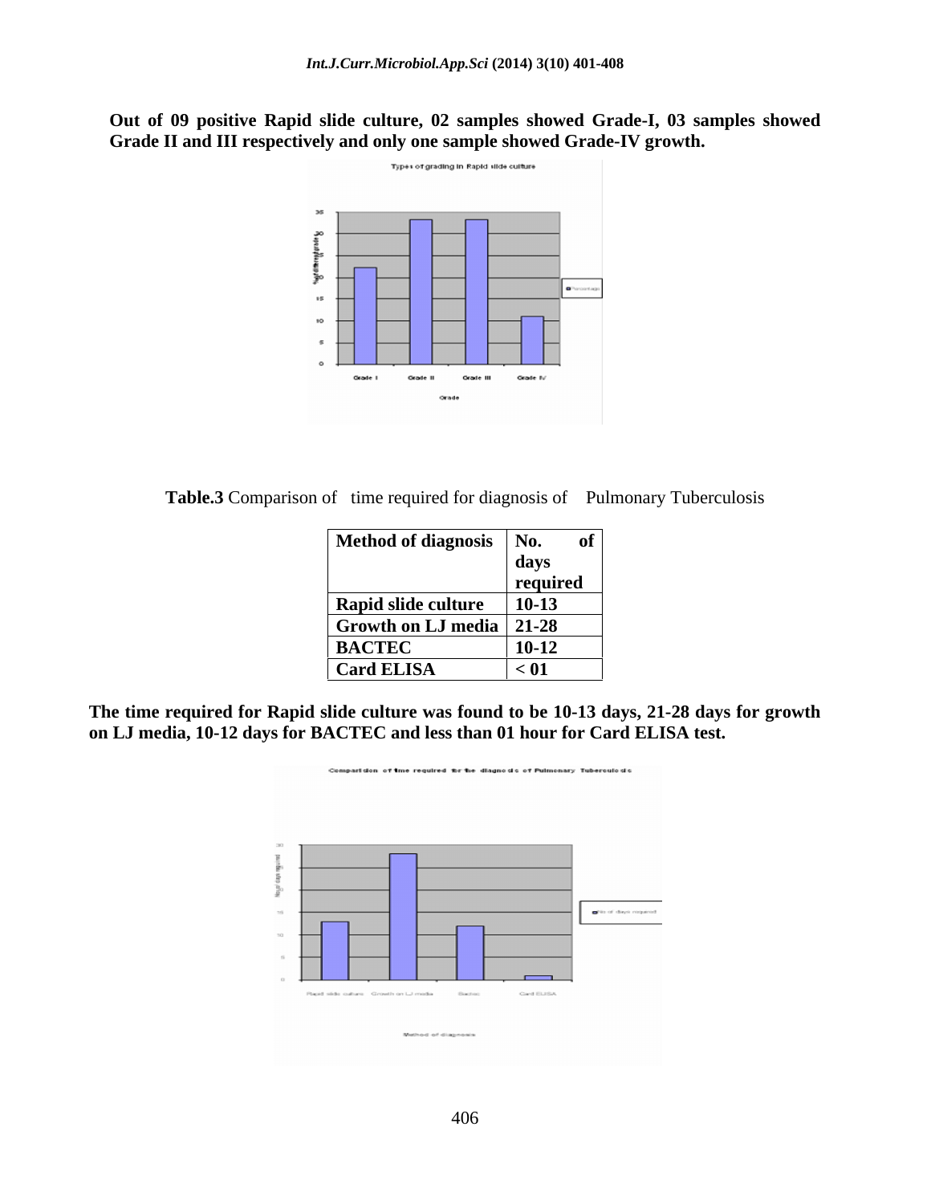**Out of 09 positive Rapid slide culture, 02 samples showed Grade-I, 03 samples showed Grade II and III respectively and only one sample showed Grade-IV growth.**

**Table.3** Comparison of time required for diagnosis of Pulmonary Tuberculosis

| Method of diagnosis | No. of days required |
|---|---|
| Rapid slide culture | 10-13 |
| Growth on LJ media | 21-28 |
| BACTEC | 10-12 |
| Card ELISA | < 01 |

**The time required for Rapid slide culture was found to be 10-13 days, 21-28 days for growth on LJ media, 10-12 days for BACTEC and less than 01 hour for Card ELISA test.**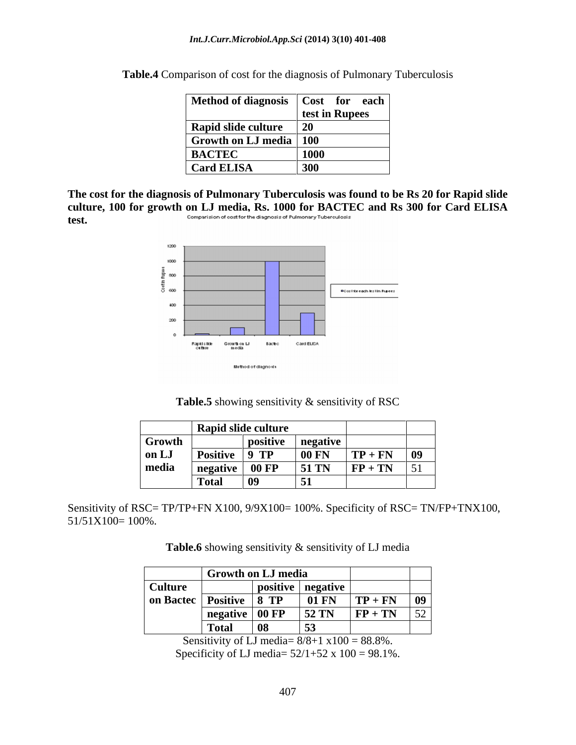**Table.4** Comparison of cost for the diagnosis of Pulmonary Tuberculosis

| Method of diagnosis | Cost for each test in Rupees |
|---|---|
| Rapid slide culture | 20 |
| Growth on LJ media | 100 |
| BACTEC | 1000 |
| Card ELISA | 300 |

**The cost for the diagnosis of Pulmonary Tuberculosis was found to be Rs 20 for Rapid slide culture, 100 for growth on LJ media, Rs. 1000 for BACTEC and Rs 300 for Card ELISA test.**

**Table.5** showing sensitivity & sensitivity of RSC

| | Rapid slide culture | | | | |
|---|---|---|---|---|---|
| Growth on LJ media | | positive | negative | | |
| | Positive | 9 TP | 00 FN | TP + FN | 09 |
| | negative | 00 FP | 51 TN | FP + TN | 51 |
| | Total | 09 | 51 | | |

Sensitivity of RSC= TP/TP+FN X100, 9/9X100= 100%. Specificity of RSC= TN/FP+TNX100, 51/51X100= 100%.

**Table.6** showing sensitivity & sensitivity of LJ media

| | Growth on LJ media | | | | |
|---|---|---|---|---|---|
| Culture on Bactec | | positive | negative | | |
| | Positive | 8 TP | 01 FN | TP + FN | 09 |
| | negative | 00 FP | 52 TN | FP + TN | 52 |
| | Total | 08 | 53 | | |

Sensitivity of LJ media= 8/8+1 x100 = 88.8%.
Specificity of LJ media= 52/1+52 x 100 = 98.1%.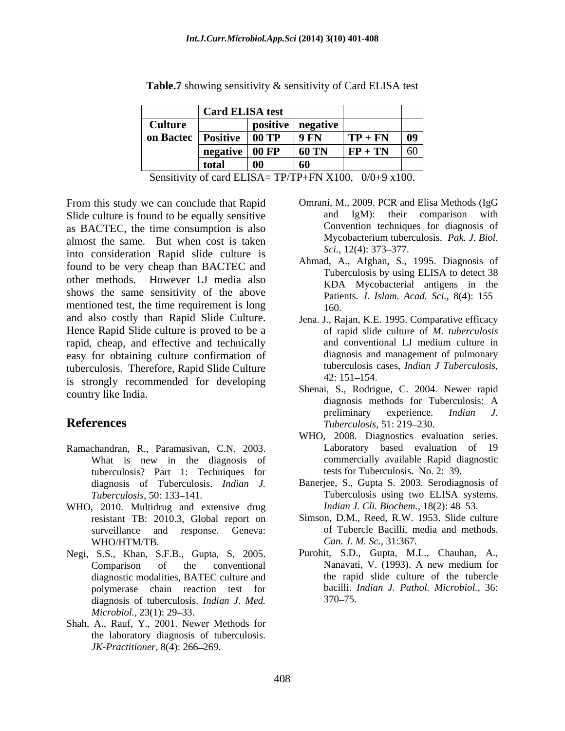**Table.7** showing sensitivity & sensitivity of Card ELISA test

| | Card ELISA test | | | | |
|---|---|---|---|---|---|
| Culture | | positive | negative | | |
| on Bactec | Positive | 00 TP | 9 FN | TP + FN | 09 |
| | negative | 00 FP | 60 TN | FP + TN | 60 |
| | total | 00 | 60 | | |

Sensitivity of card ELISA= TP/TP+FN X100, 0/0+9 x100.

From this study we can conclude that Rapid Slide culture is found to be equally sensitive as BACTEC, the time consumption is also almost the same. But when cost is taken into consideration Rapid slide culture is found to be very cheap than BACTEC and other methods. However LJ media also shows the same sensitivity of the above mentioned test, the time requirement is long and also costly than Rapid Slide Culture. Hence Rapid Slide culture is proved to be a rapid, cheap, and effective and technically easy for obtaining culture confirmation of tuberculosis. Therefore, Rapid Slide Culture is strongly recommended for developing country like India.

## References

Ramachandran, R., Paramasivan, C.N. 2003. What is new in the diagnosis of tuberculosis? Part 1: Techniques for diagnosis of Tuberculosis. *Indian J. Tuberculosis,* 50: 133–141.

WHO, 2010. Multidrug and extensive drug resistant TB: 2010.3, Global report on surveillance and response. Geneva: WHO/HTM/TB.

Negi, S.S., Khan, S.F.B., Gupta, S, 2005. Comparison of the conventional diagnostic modalities, BATEC culture and polymerase chain reaction test for diagnosis of tuberculosis. *Indian J. Med. Microbiol.,* 23(1): 29–33.

Shah, A., Rauf, Y., 2001. Newer Methods for the laboratory diagnosis of tuberculosis. *JK-Practitioner,* 8(4): 266–269.

Omrani, M., 2009. PCR and Elisa Methods (IgG and IgM): their comparison with Convention techniques for diagnosis of Mycobacterium tuberculosis. *Pak. J. Biol. Sci.,* 12(4): 373–377.

Ahmad, A., Afghan, S., 1995. Diagnosis of Tuberculosis by using ELISA to detect 38 KDA Mycobacterial antigens in the Patients. *J. Islam. Acad. Sci.,* 8(4): 155–160.

Jena. J., Rajan, K.E. 1995. Comparative efficacy of rapid slide culture of *M. tuberculosis* and conventional LJ medium culture in diagnosis and management of pulmonary tuberculosis cases, *Indian J Tuberculosis,* 42: 151–154.

Shenai, S., Rodrigue, C. 2004. Newer rapid diagnosis methods for Tuberculosis: A preliminary experience. *Indian J. Tuberculosis,* 51: 219–230.

WHO, 2008. Diagnostics evaluation series. Laboratory based evaluation of 19 commercially available Rapid diagnostic tests for Tuberculosis. No. 2: 39.

Banerjee, S., Gupta S. 2003. Serodiagnosis of Tuberculosis using two ELISA systems. *Indian J. Cli. Biochem.,* 18(2): 48–53.

Simson, D.M., Reed, R.W. 1953. Slide culture of Tubercle Bacilli, media and methods. *Can. J. M. Sc.,* 31:367.

Purohit, S.D., Gupta, M.L., Chauhan, A., Nanavati, V. (1993). A new medium for the rapid slide culture of the tubercle bacilli. *Indian J. Pathol. Microbiol.,* 36: 370–75.